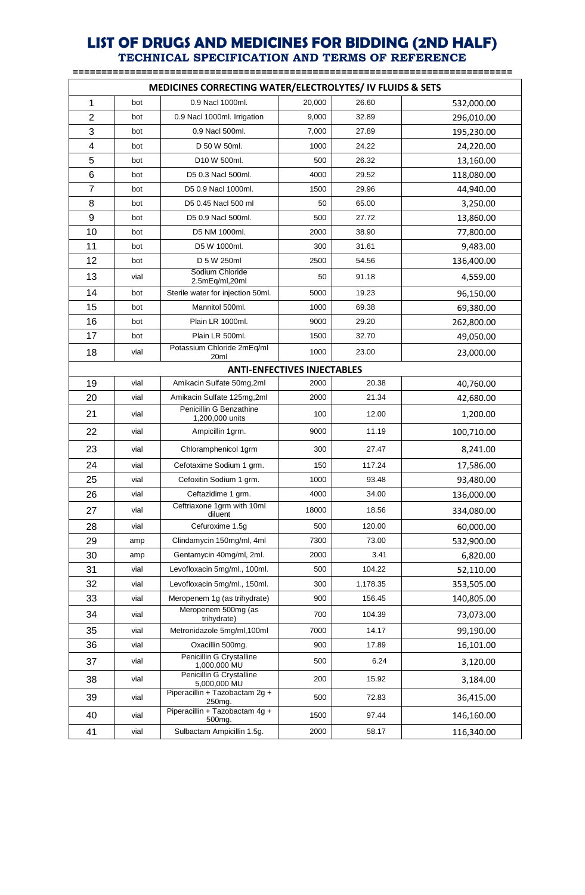# LIST OF DRUGS AND MEDICINES FOR BIDDING (2ND HALF)

## TECHNICAL SPECIFICATION AND TERMS OF REFERENCE

| MEDICINES CORRECTING WATER/ELECTROLYTES/ IV FLUIDS & SETS | | | | | |
|---|---|---|---|---|---|
| 1 | bot | 0.9 Nacl 1000ml. | 20,000 | 26.60 | 532,000.00 |
| 2 | bot | 0.9 Nacl 1000ml. Irrigation | 9,000 | 32.89 | 296,010.00 |
| 3 | bot | 0.9 Nacl 500ml. | 7,000 | 27.89 | 195,230.00 |
| 4 | bot | D 50 W 50ml. | 1000 | 24.22 | 24,220.00 |
| 5 | bot | D10 W 500ml. | 500 | 26.32 | 13,160.00 |
| 6 | bot | D5 0.3 Nacl 500ml. | 4000 | 29.52 | 118,080.00 |
| 7 | bot | D5 0.9 Nacl 1000ml. | 1500 | 29.96 | 44,940.00 |
| 8 | bot | D5 0.45 Nacl 500 ml | 50 | 65.00 | 3,250.00 |
| 9 | bot | D5 0.9 Nacl 500ml. | 500 | 27.72 | 13,860.00 |
| 10 | bot | D5 NM 1000ml. | 2000 | 38.90 | 77,800.00 |
| 11 | bot | D5 W 1000ml. | 300 | 31.61 | 9,483.00 |
| 12 | bot | D 5 W 250ml | 2500 | 54.56 | 136,400.00 |
| 13 | vial | Sodium Chloride 2.5mEq/ml,20ml | 50 | 91.18 | 4,559.00 |
| 14 | bot | Sterile water for injection 50ml. | 5000 | 19.23 | 96,150.00 |
| 15 | bot | Mannitol 500ml. | 1000 | 69.38 | 69,380.00 |
| 16 | bot | Plain LR 1000ml. | 9000 | 29.20 | 262,800.00 |
| 17 | bot | Plain LR 500ml. | 1500 | 32.70 | 49,050.00 |
| 18 | vial | Potassium Chloride 2mEq/ml 20ml | 1000 | 23.00 | 23,000.00 |
| **ANTI-ENFECTIVES INJECTABLES** | | | | | |
| 19 | vial | Amikacin Sulfate 50mg,2ml | 2000 | 20.38 | 40,760.00 |
| 20 | vial | Amikacin Sulfate 125mg,2ml | 2000 | 21.34 | 42,680.00 |
| 21 | vial | Penicillin G Benzathine 1,200,000 units | 100 | 12.00 | 1,200.00 |
| 22 | vial | Ampicillin 1grm. | 9000 | 11.19 | 100,710.00 |
| 23 | vial | Chloramphenicol 1grm | 300 | 27.47 | 8,241.00 |
| 24 | vial | Cefotaxime Sodium 1 grm. | 150 | 117.24 | 17,586.00 |
| 25 | vial | Cefoxitin Sodium 1 grm. | 1000 | 93.48 | 93,480.00 |
| 26 | vial | Ceftazidime 1 grm. | 4000 | 34.00 | 136,000.00 |
| 27 | vial | Ceftriaxone 1grm with 10ml diluent | 18000 | 18.56 | 334,080.00 |
| 28 | vial | Cefuroxime 1.5g | 500 | 120.00 | 60,000.00 |
| 29 | amp | Clindamycin 150mg/ml, 4ml | 7300 | 73.00 | 532,900.00 |
| 30 | amp | Gentamycin 40mg/ml, 2ml. | 2000 | 3.41 | 6,820.00 |
| 31 | vial | Levofloxacin 5mg/ml., 100ml. | 500 | 104.22 | 52,110.00 |
| 32 | vial | Levofloxacin 5mg/ml., 150ml. | 300 | 1,178.35 | 353,505.00 |
| 33 | vial | Meropenem 1g (as trihydrate) | 900 | 156.45 | 140,805.00 |
| 34 | vial | Meropenem 500mg (as trihydrate) | 700 | 104.39 | 73,073.00 |
| 35 | vial | Metronidazole 5mg/ml,100ml | 7000 | 14.17 | 99,190.00 |
| 36 | vial | Oxacillin 500mg. | 900 | 17.89 | 16,101.00 |
| 37 | vial | Penicillin G Crystalline 1,000,000 MU | 500 | 6.24 | 3,120.00 |
| 38 | vial | Penicillin G Crystalline 5,000,000 MU | 200 | 15.92 | 3,184.00 |
| 39 | vial | Piperacillin + Tazobactam 2g + 250mg. | 500 | 72.83 | 36,415.00 |
| 40 | vial | Piperacillin + Tazobactam 4g + 500mg. | 1500 | 97.44 | 146,160.00 |
| 41 | vial | Sulbactam Ampicillin 1.5g. | 2000 | 58.17 | 116,340.00 |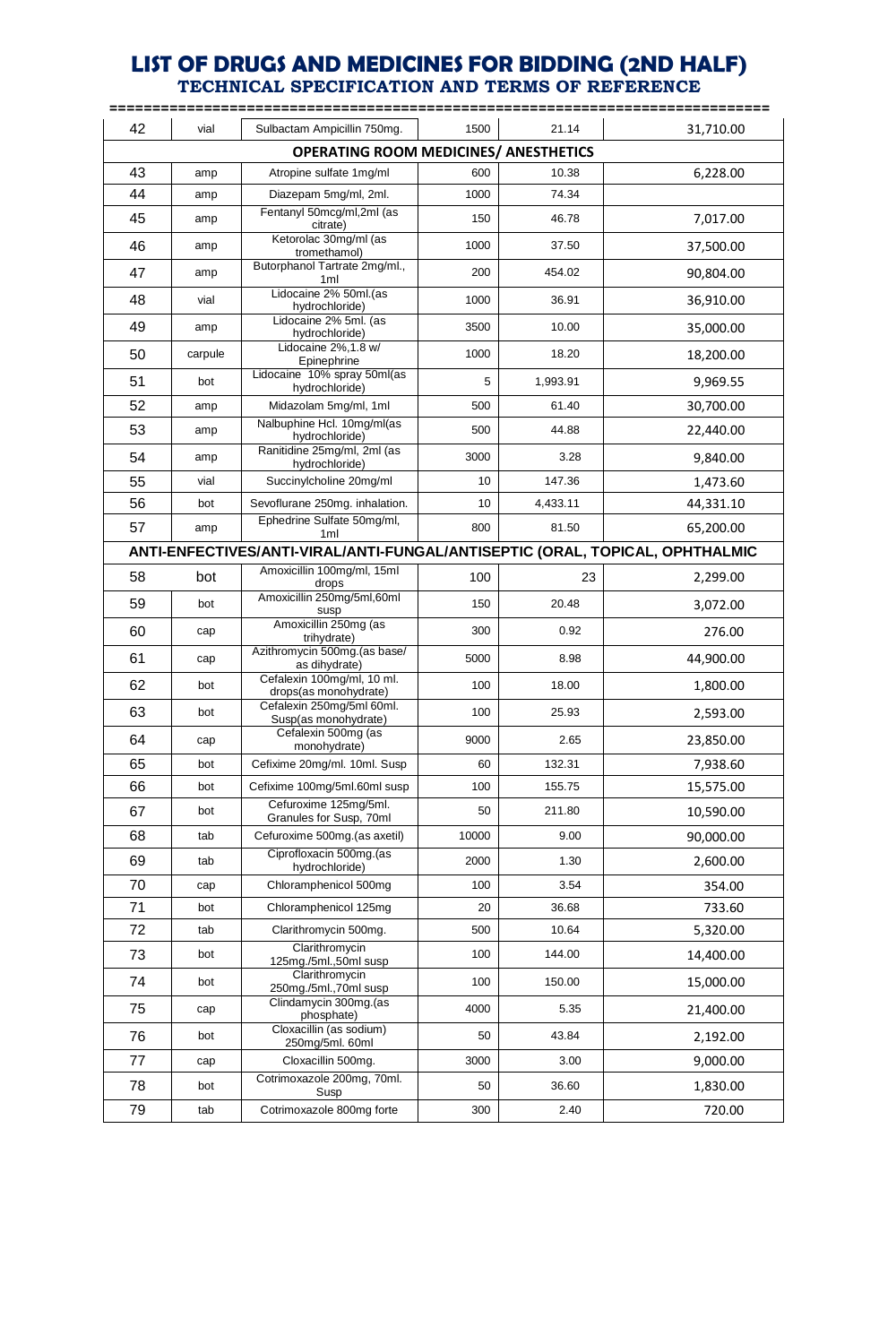# LIST OF DRUGS AND MEDICINES FOR BIDDING (2ND HALF)
## TECHNICAL SPECIFICATION AND TERMS OF REFERENCE

| | | | | | |
|---|---|---|---|---|---|
| 42 | vial | Sulbactam Ampicillin 750mg. | 1500 | 21.14 | 31,710.00 |
| **OPERATING ROOM MEDICINES/ ANESTHETICS** | | | | | |
| 43 | amp | Atropine sulfate 1mg/ml | 600 | 10.38 | 6,228.00 |
| 44 | amp | Diazepam 5mg/ml, 2ml. | 1000 | 74.34 | |
| 45 | amp | Fentanyl 50mcg/ml,2ml (as citrate) | 150 | 46.78 | 7,017.00 |
| 46 | amp | Ketorolac 30mg/ml (as tromethamol) | 1000 | 37.50 | 37,500.00 |
| 47 | amp | Butorphanol Tartrate 2mg/ml., 1ml | 200 | 454.02 | 90,804.00 |
| 48 | vial | Lidocaine 2% 50ml.(as hydrochloride) | 1000 | 36.91 | 36,910.00 |
| 49 | amp | Lidocaine 2% 5ml. (as hydrochloride) | 3500 | 10.00 | 35,000.00 |
| 50 | carpule | Lidocaine 2%,1.8 w/ Epinephrine | 1000 | 18.20 | 18,200.00 |
| 51 | bot | Lidocaine 10% spray 50ml(as hydrochloride) | 5 | 1,993.91 | 9,969.55 |
| 52 | amp | Midazolam 5mg/ml, 1ml | 500 | 61.40 | 30,700.00 |
| 53 | amp | Nalbuphine Hcl. 10mg/ml(as hydrochloride) | 500 | 44.88 | 22,440.00 |
| 54 | amp | Ranitidine 25mg/ml, 2ml (as hydrochloride) | 3000 | 3.28 | 9,840.00 |
| 55 | vial | Succinylcholine 20mg/ml | 10 | 147.36 | 1,473.60 |
| 56 | bot | Sevoflurane 250mg. inhalation. | 10 | 4,433.11 | 44,331.10 |
| 57 | amp | Ephedrine Sulfate 50mg/ml, 1ml | 800 | 81.50 | 65,200.00 |
| **ANTI-EFFECTIVES/ANTI-VIRAL/ANTI-FUNGAL/ANTISEPTIC (ORAL, TOPICAL, OPHTHALMIC** | | | | | |
| 58 | bot | Amoxicillin 100mg/ml, 15ml drops | 100 | 23 | 2,299.00 |
| 59 | bot | Amoxicillin 250mg/5ml,60ml susp | 150 | 20.48 | 3,072.00 |
| 60 | cap | Amoxicillin 250mg (as trihydrate) | 300 | 0.92 | 276.00 |
| 61 | cap | Azithromycin 500mg.(as base/ as dihydrate) | 5000 | 8.98 | 44,900.00 |
| 62 | bot | Cefalexin 100mg/ml, 10 ml. drops(as monohydrate) | 100 | 18.00 | 1,800.00 |
| 63 | bot | Cefalexin 250mg/5ml 60ml. Susp(as monohydrate) | 100 | 25.93 | 2,593.00 |
| 64 | cap | Cefalexin 500mg (as monohydrate) | 9000 | 2.65 | 23,850.00 |
| 65 | bot | Cefixime 20mg/ml. 10ml. Susp | 60 | 132.31 | 7,938.60 |
| 66 | bot | Cefixime 100mg/5ml.60ml susp | 100 | 155.75 | 15,575.00 |
| 67 | bot | Cefuroxime 125mg/5ml. Granules for Susp, 70ml | 50 | 211.80 | 10,590.00 |
| 68 | tab | Cefuroxime 500mg.(as axetil) | 10000 | 9.00 | 90,000.00 |
| 69 | tab | Ciprofloxacin 500mg.(as hydrochloride) | 2000 | 1.30 | 2,600.00 |
| 70 | cap | Chloramphenicol 500mg | 100 | 3.54 | 354.00 |
| 71 | bot | Chloramphenicol 125mg | 20 | 36.68 | 733.60 |
| 72 | tab | Clarithromycin 500mg. | 500 | 10.64 | 5,320.00 |
| 73 | bot | Clarithromycin 125mg./5ml.,50ml susp | 100 | 144.00 | 14,400.00 |
| 74 | bot | Clarithromycin 250mg./5ml.,70ml susp | 100 | 150.00 | 15,000.00 |
| 75 | cap | Clindamycin 300mg.(as phosphate) | 4000 | 5.35 | 21,400.00 |
| 76 | bot | Cloxacillin (as sodium) 250mg/5ml. 60ml | 50 | 43.84 | 2,192.00 |
| 77 | cap | Cloxacillin 500mg. | 3000 | 3.00 | 9,000.00 |
| 78 | bot | Cotrimoxazole 200mg, 70ml. Susp | 50 | 36.60 | 1,830.00 |
| 79 | tab | Cotrimoxazole 800mg forte | 300 | 2.40 | 720.00 |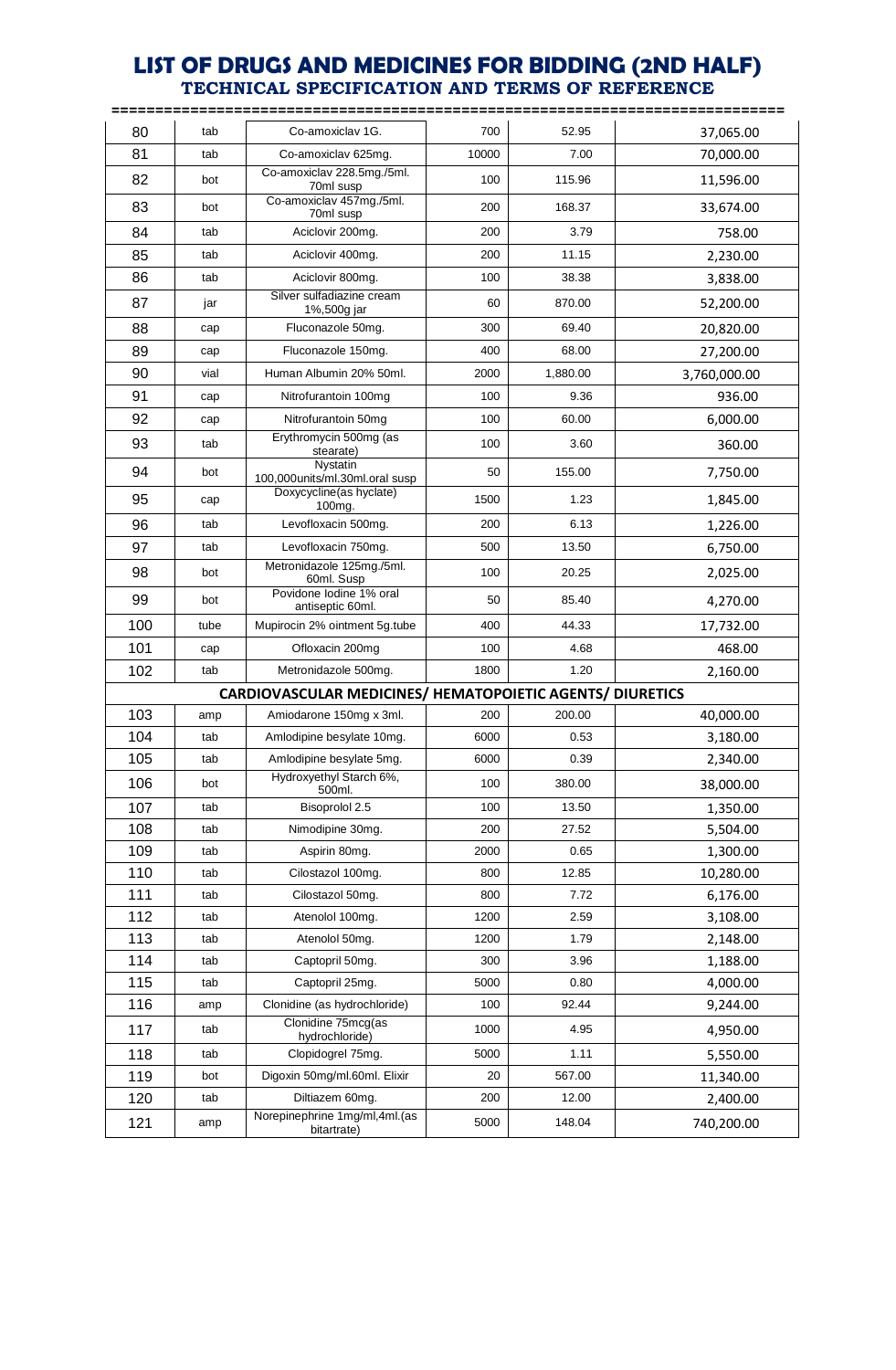# LIST OF DRUGS AND MEDICINES FOR BIDDING (2ND HALF)

## TECHNICAL SPECIFICATION AND TERMS OF REFERENCE

| | | | | | |
|---|---|---|---|---|---|
| 80 | tab | Co-amoxiclav 1G. | 700 | 52.95 | 37,065.00 |
| 81 | tab | Co-amoxiclav 625mg. | 10000 | 7.00 | 70,000.00 |
| 82 | bot | Co-amoxiclav 228.5mg./5ml. 70ml susp | 100 | 115.96 | 11,596.00 |
| 83 | bot | Co-amoxiclav 457mg./5ml. 70ml susp | 200 | 168.37 | 33,674.00 |
| 84 | tab | Aciclovir 200mg. | 200 | 3.79 | 758.00 |
| 85 | tab | Aciclovir 400mg. | 200 | 11.15 | 2,230.00 |
| 86 | tab | Aciclovir 800mg. | 100 | 38.38 | 3,838.00 |
| 87 | jar | Silver sulfadiazine cream 1%,500g jar | 60 | 870.00 | 52,200.00 |
| 88 | cap | Fluconazole 50mg. | 300 | 69.40 | 20,820.00 |
| 89 | cap | Fluconazole 150mg. | 400 | 68.00 | 27,200.00 |
| 90 | vial | Human Albumin 20% 50ml. | 2000 | 1,880.00 | 3,760,000.00 |
| 91 | cap | Nitrofurantoin 100mg | 100 | 9.36 | 936.00 |
| 92 | cap | Nitrofurantoin 50mg | 100 | 60.00 | 6,000.00 |
| 93 | tab | Erythromycin 500mg (as stearate) | 100 | 3.60 | 360.00 |
| 94 | bot | Nystatin 100,000units/ml.30ml.oral susp | 50 | 155.00 | 7,750.00 |
| 95 | cap | Doxycycline(as hyclate) 100mg. | 1500 | 1.23 | 1,845.00 |
| 96 | tab | Levofloxacin 500mg. | 200 | 6.13 | 1,226.00 |
| 97 | tab | Levofloxacin 750mg. | 500 | 13.50 | 6,750.00 |
| 98 | bot | Metronidazole 125mg./5ml. 60ml. Susp | 100 | 20.25 | 2,025.00 |
| 99 | bot | Povidone Iodine 1% oral antiseptic 60ml. | 50 | 85.40 | 4,270.00 |
| 100 | tube | Mupirocin 2% ointment 5g.tube | 400 | 44.33 | 17,732.00 |
| 101 | cap | Ofloxacin 200mg | 100 | 4.68 | 468.00 |
| 102 | tab | Metronidazole 500mg. | 1800 | 1.20 | 2,160.00 |
| **CARDIOVASCULAR MEDICINES/ HEMATOPOIETIC AGENTS/ DIURETICS** | | | | | |
| 103 | amp | Amiodarone 150mg x 3ml. | 200 | 200.00 | 40,000.00 |
| 104 | tab | Amlodipine besylate 10mg. | 6000 | 0.53 | 3,180.00 |
| 105 | tab | Amlodipine besylate 5mg. | 6000 | 0.39 | 2,340.00 |
| 106 | bot | Hydroxyethyl Starch 6%, 500ml. | 100 | 380.00 | 38,000.00 |
| 107 | tab | Bisoprolol 2.5 | 100 | 13.50 | 1,350.00 |
| 108 | tab | Nimodipine 30mg. | 200 | 27.52 | 5,504.00 |
| 109 | tab | Aspirin 80mg. | 2000 | 0.65 | 1,300.00 |
| 110 | tab | Cilostazol 100mg. | 800 | 12.85 | 10,280.00 |
| 111 | tab | Cilostazol 50mg. | 800 | 7.72 | 6,176.00 |
| 112 | tab | Atenolol 100mg. | 1200 | 2.59 | 3,108.00 |
| 113 | tab | Atenolol 50mg. | 1200 | 1.79 | 2,148.00 |
| 114 | tab | Captopril 50mg. | 300 | 3.96 | 1,188.00 |
| 115 | tab | Captopril 25mg. | 5000 | 0.80 | 4,000.00 |
| 116 | amp | Clonidine (as hydrochloride) | 100 | 92.44 | 9,244.00 |
| 117 | tab | Clonidine 75mcg(as hydrochloride) | 1000 | 4.95 | 4,950.00 |
| 118 | tab | Clopidogrel 75mg. | 5000 | 1.11 | 5,550.00 |
| 119 | bot | Digoxin 50mg/ml.60ml. Elixir | 20 | 567.00 | 11,340.00 |
| 120 | tab | Diltiazem 60mg. | 200 | 12.00 | 2,400.00 |
| 121 | amp | Norepinephrine 1mg/ml,4ml.(as bitartrate) | 5000 | 148.04 | 740,200.00 |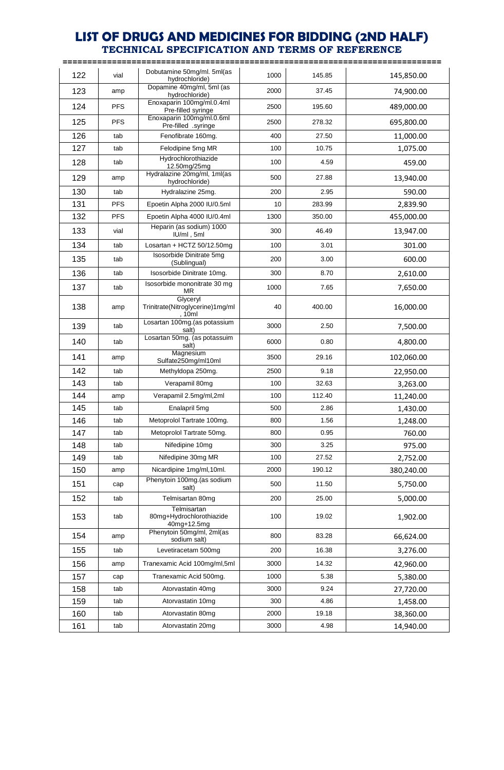# LIST OF DRUGS AND MEDICINES FOR BIDDING (2ND HALF)

## TECHNICAL SPECIFICATION AND TERMS OF REFERENCE

| | | | | | |
|---|---|---|---|---|---|
| 122 | vial | Dobutamine 50mg/ml. 5ml(as hydrochloride) | 1000 | 145.85 | 145,850.00 |
| 123 | amp | Dopamine 40mg/ml, 5ml (as hydrochloride) | 2000 | 37.45 | 74,900.00 |
| 124 | PFS | Enoxaparin 100mg/ml.0.4ml Pre-filled syringe | 2500 | 195.60 | 489,000.00 |
| 125 | PFS | Enoxaparin 100mg/ml.0.6ml Pre-filled .syringe | 2500 | 278.32 | 695,800.00 |
| 126 | tab | Fenofibrate 160mg. | 400 | 27.50 | 11,000.00 |
| 127 | tab | Felodipine 5mg MR | 100 | 10.75 | 1,075.00 |
| 128 | tab | Hydrochlorothiazide 12.50mg/25mg | 100 | 4.59 | 459.00 |
| 129 | amp | Hydralazine 20mg/ml, 1ml(as hydrochloride) | 500 | 27.88 | 13,940.00 |
| 130 | tab | Hydralazine 25mg. | 200 | 2.95 | 590.00 |
| 131 | PFS | Epoetin Alpha 2000 IU/0.5ml | 10 | 283.99 | 2,839.90 |
| 132 | PFS | Epoetin Alpha 4000 IU/0.4ml | 1300 | 350.00 | 455,000.00 |
| 133 | vial | Heparin (as sodium) 1000 IU/ml , 5ml | 300 | 46.49 | 13,947.00 |
| 134 | tab | Losartan + HCTZ 50/12.50mg | 100 | 3.01 | 301.00 |
| 135 | tab | Isosorbide Dinitrate 5mg (Sublingual) | 200 | 3.00 | 600.00 |
| 136 | tab | Isosorbide Dinitrate 10mg. | 300 | 8.70 | 2,610.00 |
| 137 | tab | Isosorbide mononitrate 30 mg MR | 1000 | 7.65 | 7,650.00 |
| 138 | amp | Glyceryl Trinitrate(Nitroglycerine)1mg/ml , 10ml | 40 | 400.00 | 16,000.00 |
| 139 | tab | Losartan 100mg.(as potassium salt) | 3000 | 2.50 | 7,500.00 |
| 140 | tab | Losartan 50mg. (as potassuim salt) | 6000 | 0.80 | 4,800.00 |
| 141 | amp | Magnesium Sulfate250mg/ml10ml | 3500 | 29.16 | 102,060.00 |
| 142 | tab | Methyldopa 250mg. | 2500 | 9.18 | 22,950.00 |
| 143 | tab | Verapamil 80mg | 100 | 32.63 | 3,263.00 |
| 144 | amp | Verapamil 2.5mg/ml,2ml | 100 | 112.40 | 11,240.00 |
| 145 | tab | Enalapril 5mg | 500 | 2.86 | 1,430.00 |
| 146 | tab | Metoprolol Tartrate 100mg. | 800 | 1.56 | 1,248.00 |
| 147 | tab | Metoprolol Tartrate 50mg. | 800 | 0.95 | 760.00 |
| 148 | tab | Nifedipine 10mg | 300 | 3.25 | 975.00 |
| 149 | tab | Nifedipine 30mg MR | 100 | 27.52 | 2,752.00 |
| 150 | amp | Nicardipine 1mg/ml,10ml. | 2000 | 190.12 | 380,240.00 |
| 151 | cap | Phenytoin 100mg.(as sodium salt) | 500 | 11.50 | 5,750.00 |
| 152 | tab | Telmisartan 80mg | 200 | 25.00 | 5,000.00 |
| 153 | tab | Telmisartan 80mg+Hydrochlorothiazide 40mg+12.5mg | 100 | 19.02 | 1,902.00 |
| 154 | amp | Phenytoin 50mg/ml, 2ml(as sodium salt) | 800 | 83.28 | 66,624.00 |
| 155 | tab | Levetiracetam 500mg | 200 | 16.38 | 3,276.00 |
| 156 | amp | Tranexamic Acid 100mg/ml,5ml | 3000 | 14.32 | 42,960.00 |
| 157 | cap | Tranexamic Acid 500mg. | 1000 | 5.38 | 5,380.00 |
| 158 | tab | Atorvastatin 40mg | 3000 | 9.24 | 27,720.00 |
| 159 | tab | Atorvastatin 10mg | 300 | 4.86 | 1,458.00 |
| 160 | tab | Atorvastatin 80mg | 2000 | 19.18 | 38,360.00 |
| 161 | tab | Atorvastatin 20mg | 3000 | 4.98 | 14,940.00 |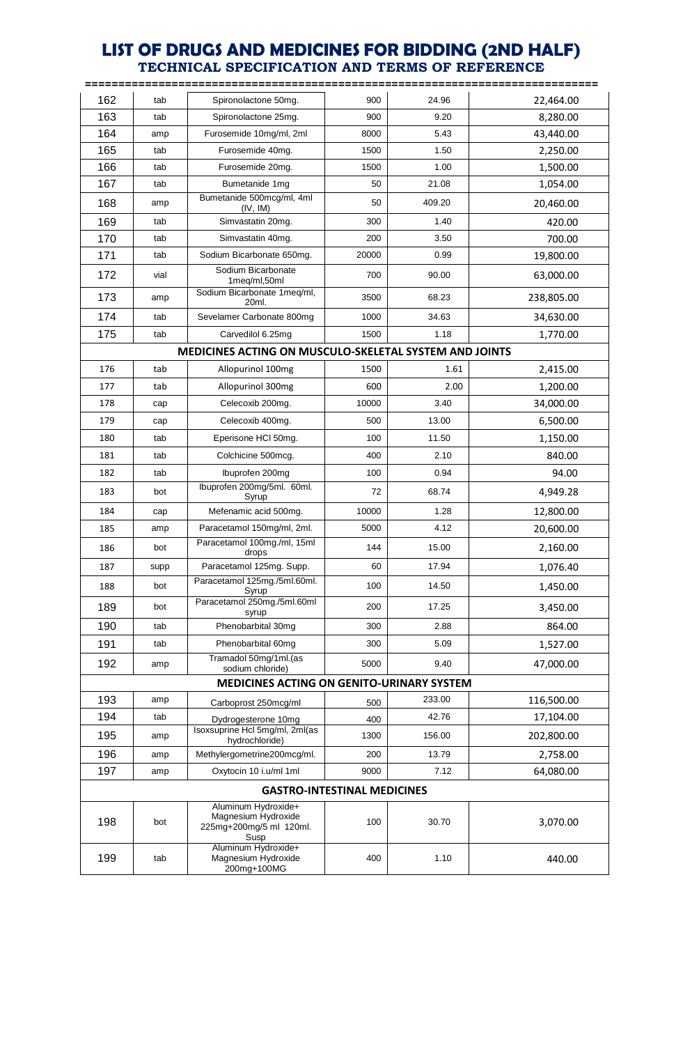# LIST OF DRUGS AND MEDICINES FOR BIDDING (2ND HALF)
## TECHNICAL SPECIFICATION AND TERMS OF REFERENCE

| | | | | | |
|---|---|---|---|---|---|
| 162 | tab | Spironolactone 50mg. | 900 | 24.96 | 22,464.00 |
| 163 | tab | Spironolactone 25mg. | 900 | 9.20 | 8,280.00 |
| 164 | amp | Furosemide 10mg/ml, 2ml | 8000 | 5.43 | 43,440.00 |
| 165 | tab | Furosemide 40mg. | 1500 | 1.50 | 2,250.00 |
| 166 | tab | Furosemide 20mg. | 1500 | 1.00 | 1,500.00 |
| 167 | tab | Bumetanide 1mg | 50 | 21.08 | 1,054.00 |
| 168 | amp | Bumetanide 500mcg/ml, 4ml (IV, IM) | 50 | 409.20 | 20,460.00 |
| 169 | tab | Simvastatin 20mg. | 300 | 1.40 | 420.00 |
| 170 | tab | Simvastatin 40mg. | 200 | 3.50 | 700.00 |
| 171 | tab | Sodium Bicarbonate 650mg. | 20000 | 0.99 | 19,800.00 |
| 172 | vial | Sodium Bicarbonate 1meq/ml,50ml | 700 | 90.00 | 63,000.00 |
| 173 | amp | Sodium Bicarbonate 1meq/ml, 20ml. | 3500 | 68.23 | 238,805.00 |
| 174 | tab | Sevelamer Carbonate 800mg | 1000 | 34.63 | 34,630.00 |
| 175 | tab | Carvedilol 6.25mg | 1500 | 1.18 | 1,770.00 |
| **MEDICINES ACTING ON MUSCULO-SKELETAL SYSTEM AND JOINTS** | | | | | |
| 176 | tab | Allopurinol 100mg | 1500 | 1.61 | 2,415.00 |
| 177 | tab | Allopurinol 300mg | 600 | 2.00 | 1,200.00 |
| 178 | cap | Celecoxib 200mg. | 10000 | 3.40 | 34,000.00 |
| 179 | cap | Celecoxib 400mg. | 500 | 13.00 | 6,500.00 |
| 180 | tab | Eperisone HCl 50mg. | 100 | 11.50 | 1,150.00 |
| 181 | tab | Colchicine 500mcg. | 400 | 2.10 | 840.00 |
| 182 | tab | Ibuprofen 200mg | 100 | 0.94 | 94.00 |
| 183 | bot | Ibuprofen 200mg/5ml. 60ml. Syrup | 72 | 68.74 | 4,949.28 |
| 184 | cap | Mefenamic acid 500mg. | 10000 | 1.28 | 12,800.00 |
| 185 | amp | Paracetamol 150mg/ml, 2ml. | 5000 | 4.12 | 20,600.00 |
| 186 | bot | Paracetamol 100mg./ml, 15ml drops | 144 | 15.00 | 2,160.00 |
| 187 | supp | Paracetamol 125mg. Supp. | 60 | 17.94 | 1,076.40 |
| 188 | bot | Paracetamol 125mg./5ml.60ml. Syrup | 100 | 14.50 | 1,450.00 |
| 189 | bot | Paracetamol 250mg./5ml.60ml syrup | 200 | 17.25 | 3,450.00 |
| 190 | tab | Phenobarbital 30mg | 300 | 2.88 | 864.00 |
| 191 | tab | Phenobarbital 60mg | 300 | 5.09 | 1,527.00 |
| 192 | amp | Tramadol 50mg/1ml.(as sodium chloride) | 5000 | 9.40 | 47,000.00 |
| **MEDICINES ACTING ON GENITO-URINARY SYSTEM** | | | | | |
| 193 | amp | Carboprost 250mcg/ml | 500 | 233.00 | 116,500.00 |
| 194 | tab | Dydrogesterone 10mg | 400 | 42.76 | 17,104.00 |
| 195 | amp | Isoxsuprine Hcl 5mg/ml, 2ml(as hydrochloride) | 1300 | 156.00 | 202,800.00 |
| 196 | amp | Methylergometrine200mcg/ml. | 200 | 13.79 | 2,758.00 |
| 197 | amp | Oxytocin 10 i.u/ml 1ml | 9000 | 7.12 | 64,080.00 |
| **GASTRO-INTESTINAL MEDICINES** | | | | | |
| 198 | bot | Aluminum Hydroxide+ Magnesium Hydroxide 225mg+200mg/5 ml 120ml. Susp | 100 | 30.70 | 3,070.00 |
| 199 | tab | Aluminum Hydroxide+ Magnesium Hydroxide 200mg+100MG | 400 | 1.10 | 440.00 |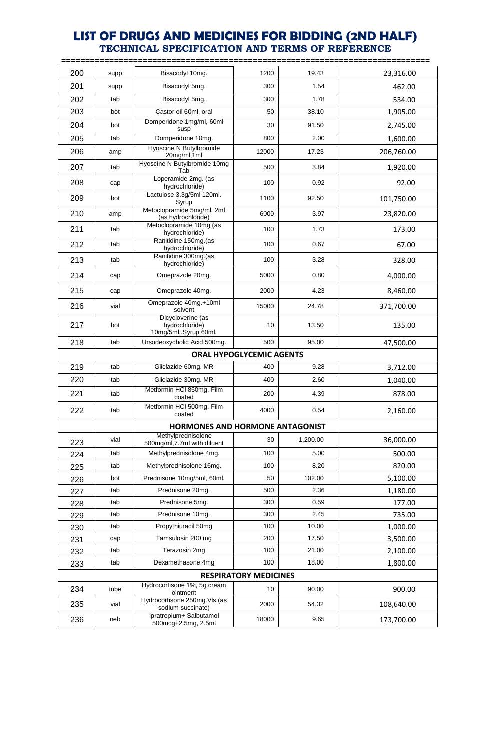# LIST OF DRUGS AND MEDICINES FOR BIDDING (2ND HALF)
## TECHNICAL SPECIFICATION AND TERMS OF REFERENCE

| | | | | | |
|---|---|---|---|---|---|
| 200 | supp | Bisacodyl 10mg. | 1200 | 19.43 | 23,316.00 |
| 201 | supp | Bisacodyl 5mg. | 300 | 1.54 | 462.00 |
| 202 | tab | Bisacodyl 5mg. | 300 | 1.78 | 534.00 |
| 203 | bot | Castor oil 60ml, oral | 50 | 38.10 | 1,905.00 |
| 204 | bot | Domperidone 1mg/ml, 60ml susp | 30 | 91.50 | 2,745.00 |
| 205 | tab | Domperidone 10mg. | 800 | 2.00 | 1,600.00 |
| 206 | amp | Hyoscine N Butylbromide 20mg/ml,1ml | 12000 | 17.23 | 206,760.00 |
| 207 | tab | Hyoscine N Butylbromide 10mg Tab | 500 | 3.84 | 1,920.00 |
| 208 | cap | Loperamide 2mg. (as hydrochloride) | 100 | 0.92 | 92.00 |
| 209 | bot | Lactulose 3.3g/5ml 120ml. Syrup | 1100 | 92.50 | 101,750.00 |
| 210 | amp | Metoclopramide 5mg/ml, 2ml (as hydrochloride) | 6000 | 3.97 | 23,820.00 |
| 211 | tab | Metoclopramide 10mg (as hydrochloride) | 100 | 1.73 | 173.00 |
| 212 | tab | Ranitidine 150mg.(as hydrochloride) | 100 | 0.67 | 67.00 |
| 213 | tab | Ranitidine 300mg.(as hydrochloride) | 100 | 3.28 | 328.00 |
| 214 | cap | Omeprazole 20mg. | 5000 | 0.80 | 4,000.00 |
| 215 | cap | Omeprazole 40mg. | 2000 | 4.23 | 8,460.00 |
| 216 | vial | Omeprazole 40mg.+10ml solvent | 15000 | 24.78 | 371,700.00 |
| 217 | bot | Dicycloverine (as hydrochloride) 10mg/5ml..Syrup 60ml. | 10 | 13.50 | 135.00 |
| 218 | tab | Ursodeoxycholic Acid 500mg. | 500 | 95.00 | 47,500.00 |
| **ORAL HYPOGLYCEMIC AGENTS** | | | | | |
| 219 | tab | Gliclazide 60mg. MR | 400 | 9.28 | 3,712.00 |
| 220 | tab | Gliclazide 30mg. MR | 400 | 2.60 | 1,040.00 |
| 221 | tab | Metformin HCl 850mg. Film coated | 200 | 4.39 | 878.00 |
| 222 | tab | Metformin HCl 500mg. Film coated | 4000 | 0.54 | 2,160.00 |
| **HORMONES AND HORMONE ANTAGONIST** | | | | | |
| 223 | vial | Methylprednisolone 500mg/ml,7.7ml with diluent | 30 | 1,200.00 | 36,000.00 |
| 224 | tab | Methylprednisolone 4mg. | 100 | 5.00 | 500.00 |
| 225 | tab | Methylprednisolone 16mg. | 100 | 8.20 | 820.00 |
| 226 | bot | Prednisone 10mg/5ml, 60ml. | 50 | 102.00 | 5,100.00 |
| 227 | tab | Prednisone 20mg. | 500 | 2.36 | 1,180.00 |
| 228 | tab | Prednisone 5mg. | 300 | 0.59 | 177.00 |
| 229 | tab | Prednisone 10mg. | 300 | 2.45 | 735.00 |
| 230 | tab | Propythiuracil 50mg | 100 | 10.00 | 1,000.00 |
| 231 | cap | Tamsulosin 200 mg | 200 | 17.50 | 3,500.00 |
| 232 | tab | Terazosin 2mg | 100 | 21.00 | 2,100.00 |
| 233 | tab | Dexamethasone 4mg | 100 | 18.00 | 1,800.00 |
| **RESPIRATORY MEDICINES** | | | | | |
| 234 | tube | Hydrocortisone 1%, 5g cream ointment | 10 | 90.00 | 900.00 |
| 235 | vial | Hydrocortisone 250mg.Vls.(as sodium succinate) | 2000 | 54.32 | 108,640.00 |
| 236 | neb | Ipratropium+ Salbutamol 500mcg+2.5mg, 2.5ml | 18000 | 9.65 | 173,700.00 |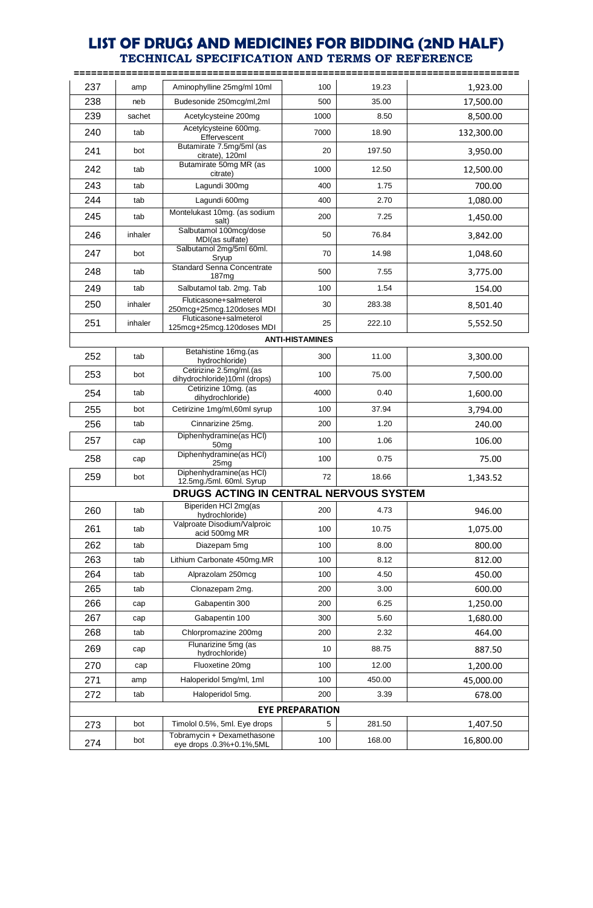# LIST OF DRUGS AND MEDICINES FOR BIDDING (2ND HALF)

## TECHNICAL SPECIFICATION AND TERMS OF REFERENCE

| | | | | | |
|---|---|---|---|---|---|
| 237 | amp | Aminophylline 25mg/ml 10ml | 100 | 19.23 | 1,923.00 |
| 238 | neb | Budesonide 250mcg/ml,2ml | 500 | 35.00 | 17,500.00 |
| 239 | sachet | Acetylcysteine 200mg | 1000 | 8.50 | 8,500.00 |
| 240 | tab | Acetylcysteine 600mg. Effervescent | 7000 | 18.90 | 132,300.00 |
| 241 | bot | Butamirate 7.5mg/5ml (as citrate), 120ml | 20 | 197.50 | 3,950.00 |
| 242 | tab | Butamirate 50mg MR (as citrate) | 1000 | 12.50 | 12,500.00 |
| 243 | tab | Lagundi 300mg | 400 | 1.75 | 700.00 |
| 244 | tab | Lagundi 600mg | 400 | 2.70 | 1,080.00 |
| 245 | tab | Montelukast 10mg. (as sodium salt) | 200 | 7.25 | 1,450.00 |
| 246 | inhaler | Salbutamol 100mcg/dose MDI(as sulfate) | 50 | 76.84 | 3,842.00 |
| 247 | bot | Salbutamol 2mg/5ml 60ml. Sryup | 70 | 14.98 | 1,048.60 |
| 248 | tab | Standard Senna Concentrate 187mg | 500 | 7.55 | 3,775.00 |
| 249 | tab | Salbutamol tab. 2mg. Tab | 100 | 1.54 | 154.00 |
| 250 | inhaler | Fluticasone+salmeterol 250mcg+25mcg.120doses MDI | 30 | 283.38 | 8,501.40 |
| 251 | inhaler | Fluticasone+salmeterol 125mcg+25mcg.120doses MDI | 25 | 222.10 | 5,552.50 |
| | | **ANTI-HISTAMINES** | | | |
| 252 | tab | Betahistine 16mg.(as hydrochloride) | 300 | 11.00 | 3,300.00 |
| 253 | bot | Cetirizine 2.5mg/ml.(as dihydrochloride)10ml (drops) | 100 | 75.00 | 7,500.00 |
| 254 | tab | Cetirizine 10mg. (as dihydrochloride) | 4000 | 0.40 | 1,600.00 |
| 255 | bot | Cetirizine 1mg/ml,60ml syrup | 100 | 37.94 | 3,794.00 |
| 256 | tab | Cinnarizine 25mg. | 200 | 1.20 | 240.00 |
| 257 | cap | Diphenhydramine(as HCl) 50mg | 100 | 1.06 | 106.00 |
| 258 | cap | Diphenhydramine(as HCl) 25mg | 100 | 0.75 | 75.00 |
| 259 | bot | Diphenhydramine(as HCl) 12.5mg./5ml. 60ml. Syrup | 72 | 18.66 | 1,343.52 |
| | | **DRUGS ACTING IN CENTRAL NERVOUS SYSTEM** | | | |
| 260 | tab | Biperiden HCl 2mg(as hydrochloride) | 200 | 4.73 | 946.00 |
| 261 | tab | Valproate Disodium/Valproic acid 500mg MR | 100 | 10.75 | 1,075.00 |
| 262 | tab | Diazepam 5mg | 100 | 8.00 | 800.00 |
| 263 | tab | Lithium Carbonate 450mg.MR | 100 | 8.12 | 812.00 |
| 264 | tab | Alprazolam 250mcg | 100 | 4.50 | 450.00 |
| 265 | tab | Clonazepam 2mg. | 200 | 3.00 | 600.00 |
| 266 | cap | Gabapentin 300 | 200 | 6.25 | 1,250.00 |
| 267 | cap | Gabapentin 100 | 300 | 5.60 | 1,680.00 |
| 268 | tab | Chlorpromazine 200mg | 200 | 2.32 | 464.00 |
| 269 | cap | Flunarizine 5mg (as hydrochloride) | 10 | 88.75 | 887.50 |
| 270 | cap | Fluoxetine 20mg | 100 | 12.00 | 1,200.00 |
| 271 | amp | Haloperidol 5mg/ml, 1ml | 100 | 450.00 | 45,000.00 |
| 272 | tab | Haloperidol 5mg. | 200 | 3.39 | 678.00 |
| | | **EYE PREPARATION** | | | |
| 273 | bot | Timolol 0.5%, 5ml. Eye drops | 5 | 281.50 | 1,407.50 |
| 274 | bot | Tobramycin + Dexamethasone eye drops .0.3%+0.1%,5ML | 100 | 168.00 | 16,800.00 |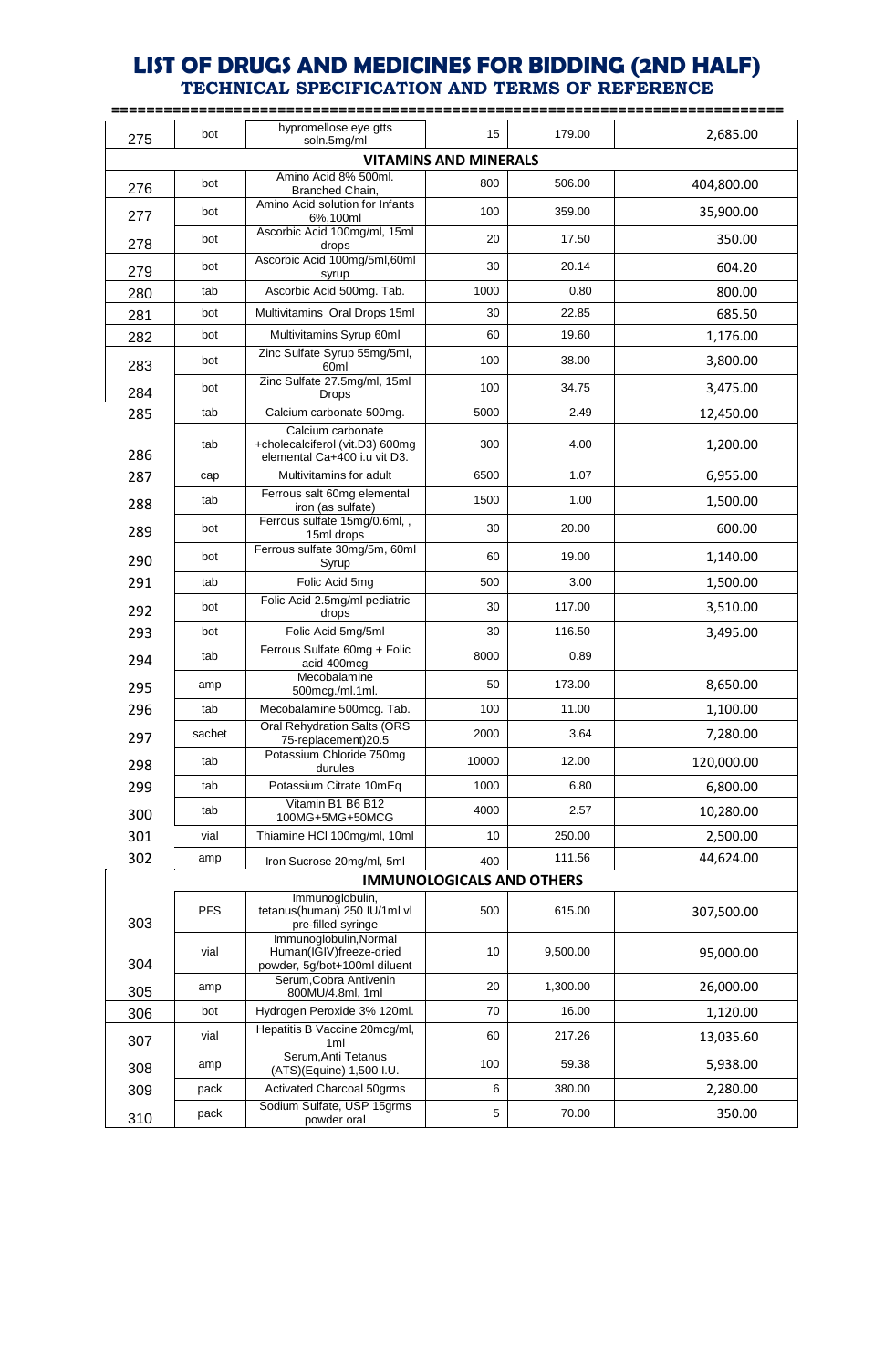# LIST OF DRUGS AND MEDICINES FOR BIDDING (2ND HALF)

## TECHNICAL SPECIFICATION AND TERMS OF REFERENCE

| | | | | | |
|---|---|---|---|---|---|
| 275 | bot | hypromellose eye gtts soln.5mg/ml | 15 | 179.00 | 2,685.00 |
| **VITAMINS AND MINERALS** | | | | | |
| 276 | bot | Amino Acid 8% 500ml. Branched Chain, | 800 | 506.00 | 404,800.00 |
| 277 | bot | Amino Acid solution for Infants 6%,100ml | 100 | 359.00 | 35,900.00 |
| 278 | bot | Ascorbic Acid 100mg/ml, 15ml drops | 20 | 17.50 | 350.00 |
| 279 | bot | Ascorbic Acid 100mg/5ml,60ml syrup | 30 | 20.14 | 604.20 |
| 280 | tab | Ascorbic Acid 500mg. Tab. | 1000 | 0.80 | 800.00 |
| 281 | bot | Multivitamins Oral Drops 15ml | 30 | 22.85 | 685.50 |
| 282 | bot | Multivitamins Syrup 60ml | 60 | 19.60 | 1,176.00 |
| 283 | bot | Zinc Sulfate Syrup 55mg/5ml, 60ml | 100 | 38.00 | 3,800.00 |
| 284 | bot | Zinc Sulfate 27.5mg/ml, 15ml Drops | 100 | 34.75 | 3,475.00 |
| 285 | tab | Calcium carbonate 500mg. | 5000 | 2.49 | 12,450.00 |
| 286 | tab | Calcium carbonate +cholecalciferol (vit.D3) 600mg elemental Ca+400 i.u vit D3. | 300 | 4.00 | 1,200.00 |
| 287 | cap | Multivitamins for adult | 6500 | 1.07 | 6,955.00 |
| 288 | tab | Ferrous salt 60mg elemental iron (as sulfate) | 1500 | 1.00 | 1,500.00 |
| 289 | bot | Ferrous sulfate 15mg/0.6ml, , 15ml drops | 30 | 20.00 | 600.00 |
| 290 | bot | Ferrous sulfate 30mg/5m, 60ml Syrup | 60 | 19.00 | 1,140.00 |
| 291 | tab | Folic Acid 5mg | 500 | 3.00 | 1,500.00 |
| 292 | bot | Folic Acid 2.5mg/ml pediatric drops | 30 | 117.00 | 3,510.00 |
| 293 | bot | Folic Acid 5mg/5ml | 30 | 116.50 | 3,495.00 |
| 294 | tab | Ferrous Sulfate 60mg + Folic acid 400mcg | 8000 | 0.89 | |
| 295 | amp | Mecobalamine 500mcg./ml.1ml. | 50 | 173.00 | 8,650.00 |
| 296 | tab | Mecobalamine 500mcg. Tab. | 100 | 11.00 | 1,100.00 |
| 297 | sachet | Oral Rehydration Salts (ORS 75-replacement)20.5 | 2000 | 3.64 | 7,280.00 |
| 298 | tab | Potassium Chloride 750mg durules | 10000 | 12.00 | 120,000.00 |
| 299 | tab | Potassium Citrate 10mEq | 1000 | 6.80 | 6,800.00 |
| 300 | tab | Vitamin B1 B6 B12 100MG+5MG+50MCG | 4000 | 2.57 | 10,280.00 |
| 301 | vial | Thiamine HCl 100mg/ml, 10ml | 10 | 250.00 | 2,500.00 |
| 302 | amp | Iron Sucrose 20mg/ml, 5ml | 400 | 111.56 | 44,624.00 |
| **IMMUNOLOGICALS AND OTHERS** | | | | | |
| 303 | PFS | Immunoglobulin, tetanus(human) 250 IU/1ml vl pre-filled syringe | 500 | 615.00 | 307,500.00 |
| 304 | vial | Immunoglobulin,Normal Human(IGIV)freeze-dried powder, 5g/bot+100ml diluent | 10 | 9,500.00 | 95,000.00 |
| 305 | amp | Serum,Cobra Antivenin 800MU/4.8ml, 1ml | 20 | 1,300.00 | 26,000.00 |
| 306 | bot | Hydrogen Peroxide 3% 120ml. | 70 | 16.00 | 1,120.00 |
| 307 | vial | Hepatitis B Vaccine 20mcg/ml, 1ml | 60 | 217.26 | 13,035.60 |
| 308 | amp | Serum,Anti Tetanus (ATS)(Equine) 1,500 I.U. | 100 | 59.38 | 5,938.00 |
| 309 | pack | Activated Charcoal 50grms | 6 | 380.00 | 2,280.00 |
| 310 | pack | Sodium Sulfate, USP 15grms powder oral | 5 | 70.00 | 350.00 |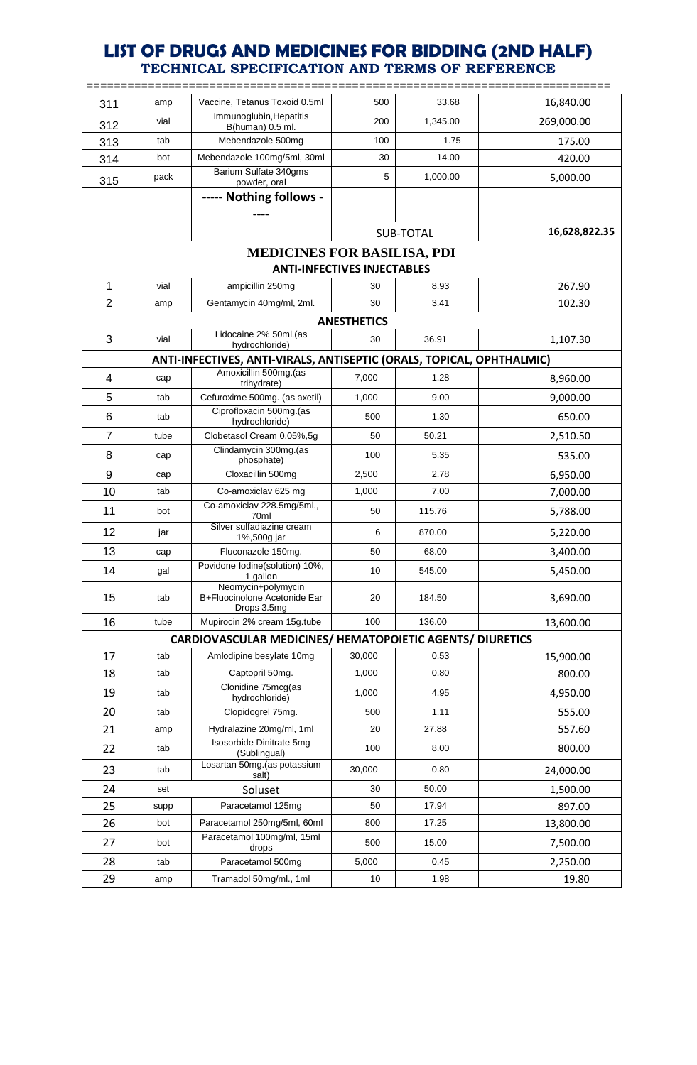# LIST OF DRUGS AND MEDICINES FOR BIDDING (2ND HALF)

## TECHNICAL SPECIFICATION AND TERMS OF REFERENCE

| | | | | | |
|---|---|---|---|---|---|
| 311 | amp | Vaccine, Tetanus Toxoid 0.5ml | 500 | 33.68 | 16,840.00 |
| 312 | vial | Immunoglubin,Hepatitis B(human) 0.5 ml. | 200 | 1,345.00 | 269,000.00 |
| 313 | tab | Mebendazole 500mg | 100 | 1.75 | 175.00 |
| 314 | bot | Mebendazole 100mg/5ml, 30ml | 30 | 14.00 | 420.00 |
| 315 | pack | Barium Sulfate 340gms powder, oral | 5 | 1,000.00 | 5,000.00 |
| | | ----- Nothing follows - ---- | | | |
| | | | | SUB-TOTAL | 16,628,822.35 |
| **MEDICINES FOR BASILISA, PDI** | | | | | |
| **ANTI-INFECTIVES INJECTABLES** | | | | | |
| 1 | vial | ampicillin 250mg | 30 | 8.93 | 267.90 |
| 2 | amp | Gentamycin 40mg/ml, 2ml. | 30 | 3.41 | 102.30 |
| **ANESTHETICS** | | | | | |
| 3 | vial | Lidocaine 2% 50ml.(as hydrochloride) | 30 | 36.91 | 1,107.30 |
| **ANTI-INFECTIVES, ANTI-VIRALS, ANTISEPTIC (ORALS, TOPICAL, OPHTHALMIC)** | | | | | |
| 4 | cap | Amoxicillin 500mg.(as trihydrate) | 7,000 | 1.28 | 8,960.00 |
| 5 | tab | Cefuroxime 500mg. (as axetil) | 1,000 | 9.00 | 9,000.00 |
| 6 | tab | Ciprofloxacin 500mg.(as hydrochloride) | 500 | 1.30 | 650.00 |
| 7 | tube | Clobetasol Cream 0.05%,5g | 50 | 50.21 | 2,510.50 |
| 8 | cap | Clindamycin 300mg.(as phosphate) | 100 | 5.35 | 535.00 |
| 9 | cap | Cloxacillin 500mg | 2,500 | 2.78 | 6,950.00 |
| 10 | tab | Co-amoxiclav 625 mg | 1,000 | 7.00 | 7,000.00 |
| 11 | bot | Co-amoxiclav 228.5mg/5ml., 70ml | 50 | 115.76 | 5,788.00 |
| 12 | jar | Silver sulfadiazine cream 1%,500g jar | 6 | 870.00 | 5,220.00 |
| 13 | cap | Fluconazole 150mg. | 50 | 68.00 | 3,400.00 |
| 14 | gal | Povidone Iodine(solution) 10%, 1 gallon | 10 | 545.00 | 5,450.00 |
| 15 | tab | Neomycin+polymycin B+Fluocinolone Acetonide Ear Drops 3.5mg | 20 | 184.50 | 3,690.00 |
| 16 | tube | Mupirocin 2% cream 15g.tube | 100 | 136.00 | 13,600.00 |
| **CARDIOVASCULAR MEDICINES/ HEMATOPOIETIC AGENTS/ DIURETICS** | | | | | |
| 17 | tab | Amlodipine besylate 10mg | 30,000 | 0.53 | 15,900.00 |
| 18 | tab | Captopril 50mg. | 1,000 | 0.80 | 800.00 |
| 19 | tab | Clonidine 75mcg(as hydrochloride) | 1,000 | 4.95 | 4,950.00 |
| 20 | tab | Clopidogrel 75mg. | 500 | 1.11 | 555.00 |
| 21 | amp | Hydralazine 20mg/ml, 1ml | 20 | 27.88 | 557.60 |
| 22 | tab | Isosorbide Dinitrate 5mg (Sublingual) | 100 | 8.00 | 800.00 |
| 23 | tab | Losartan 50mg.(as potassium salt) | 30,000 | 0.80 | 24,000.00 |
| 24 | set | Soluset | 30 | 50.00 | 1,500.00 |
| 25 | supp | Paracetamol 125mg | 50 | 17.94 | 897.00 |
| 26 | bot | Paracetamol 250mg/5ml, 60ml | 800 | 17.25 | 13,800.00 |
| 27 | bot | Paracetamol 100mg/ml, 15ml drops | 500 | 15.00 | 7,500.00 |
| 28 | tab | Paracetamol 500mg | 5,000 | 0.45 | 2,250.00 |
| 29 | amp | Tramadol 50mg/ml., 1ml | 10 | 1.98 | 19.80 |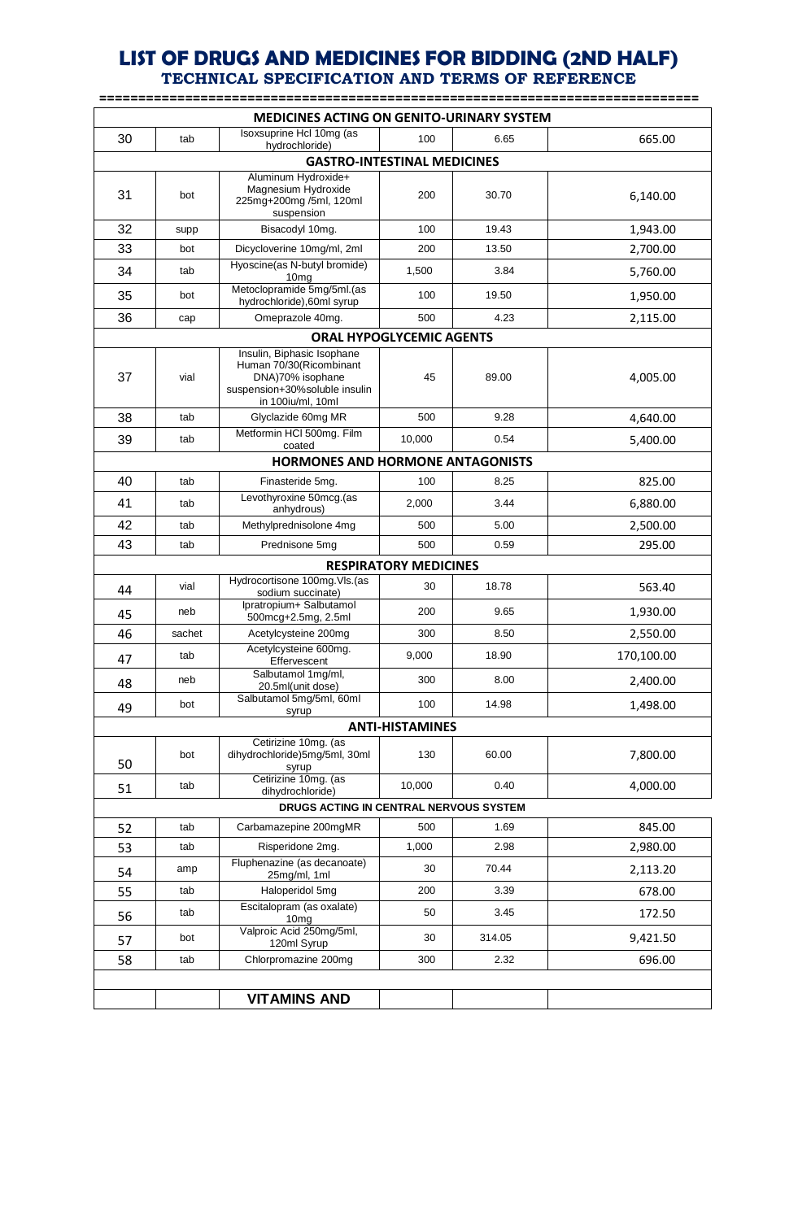# LIST OF DRUGS AND MEDICINES FOR BIDDING (2ND HALF)

## TECHNICAL SPECIFICATION AND TERMS OF REFERENCE

| | | | | | |
|---|---|---|---|---|---|
| **MEDICINES ACTING ON GENITO-URINARY SYSTEM** | | | | | |
| 30 | tab | Isoxsuprine Hcl 10mg (as hydrochloride) | 100 | 6.65 | 665.00 |
| **GASTRO-INTESTINAL MEDICINES** | | | | | |
| 31 | bot | Aluminum Hydroxide+ Magnesium Hydroxide 225mg+200mg /5ml, 120ml suspension | 200 | 30.70 | 6,140.00 |
| 32 | supp | Bisacodyl 10mg. | 100 | 19.43 | 1,943.00 |
| 33 | bot | Dicycloverine 10mg/ml, 2ml | 200 | 13.50 | 2,700.00 |
| 34 | tab | Hyoscine(as N-butyl bromide) 10mg | 1,500 | 3.84 | 5,760.00 |
| 35 | bot | Metoclopramide 5mg/5ml.(as hydrochloride),60ml syrup | 100 | 19.50 | 1,950.00 |
| 36 | cap | Omeprazole 40mg. | 500 | 4.23 | 2,115.00 |
| **ORAL HYPOGLYCEMIC AGENTS** | | | | | |
| 37 | vial | Insulin, Biphasic Isophane Human 70/30(Ricombinant DNA)70% isophane suspension+30%soluble insulin in 100iu/ml, 10ml | 45 | 89.00 | 4,005.00 |
| 38 | tab | Glyclazide 60mg MR | 500 | 9.28 | 4,640.00 |
| 39 | tab | Metformin HCl 500mg. Film coated | 10,000 | 0.54 | 5,400.00 |
| **HORMONES AND HORMONE ANTAGONISTS** | | | | | |
| 40 | tab | Finasteride 5mg. | 100 | 8.25 | 825.00 |
| 41 | tab | Levothyroxine 50mcg.(as anhydrous) | 2,000 | 3.44 | 6,880.00 |
| 42 | tab | Methylprednisolone 4mg | 500 | 5.00 | 2,500.00 |
| 43 | tab | Prednisone 5mg | 500 | 0.59 | 295.00 |
| **RESPIRATORY MEDICINES** | | | | | |
| 44 | vial | Hydrocortisone 100mg.Vls.(as sodium succinate) | 30 | 18.78 | 563.40 |
| 45 | neb | Ipratropium+ Salbutamol 500mcg+2.5mg, 2.5ml | 200 | 9.65 | 1,930.00 |
| 46 | sachet | Acetylcysteine 200mg | 300 | 8.50 | 2,550.00 |
| 47 | tab | Acetylcysteine 600mg. Effervescent | 9,000 | 18.90 | 170,100.00 |
| 48 | neb | Salbutamol 1mg/ml, 20.5ml(unit dose) | 300 | 8.00 | 2,400.00 |
| 49 | bot | Salbutamol 5mg/5ml, 60ml syrup | 100 | 14.98 | 1,498.00 |
| **ANTI-HISTAMINES** | | | | | |
| 50 | bot | Cetirizine 10mg. (as dihydrochloride)5mg/5ml, 30ml syrup | 130 | 60.00 | 7,800.00 |
| 51 | tab | Cetirizine 10mg. (as dihydrochloride) | 10,000 | 0.40 | 4,000.00 |
| **DRUGS ACTING IN CENTRAL NERVOUS SYSTEM** | | | | | |
| 52 | tab | Carbamazepine 200mgMR | 500 | 1.69 | 845.00 |
| 53 | tab | Risperidone 2mg. | 1,000 | 2.98 | 2,980.00 |
| 54 | amp | Fluphenazine (as decanoate) 25mg/ml, 1ml | 30 | 70.44 | 2,113.20 |
| 55 | tab | Haloperidol 5mg | 200 | 3.39 | 678.00 |
| 56 | tab | Escitalopram (as oxalate) 10mg | 50 | 3.45 | 172.50 |
| 57 | bot | Valproic Acid 250mg/5ml, 120ml Syrup | 30 | 314.05 | 9,421.50 |
| 58 | tab | Chlorpromazine 200mg | 300 | 2.32 | 696.00 |
| | | | | | |
| | | **VITAMINS AND** | | | |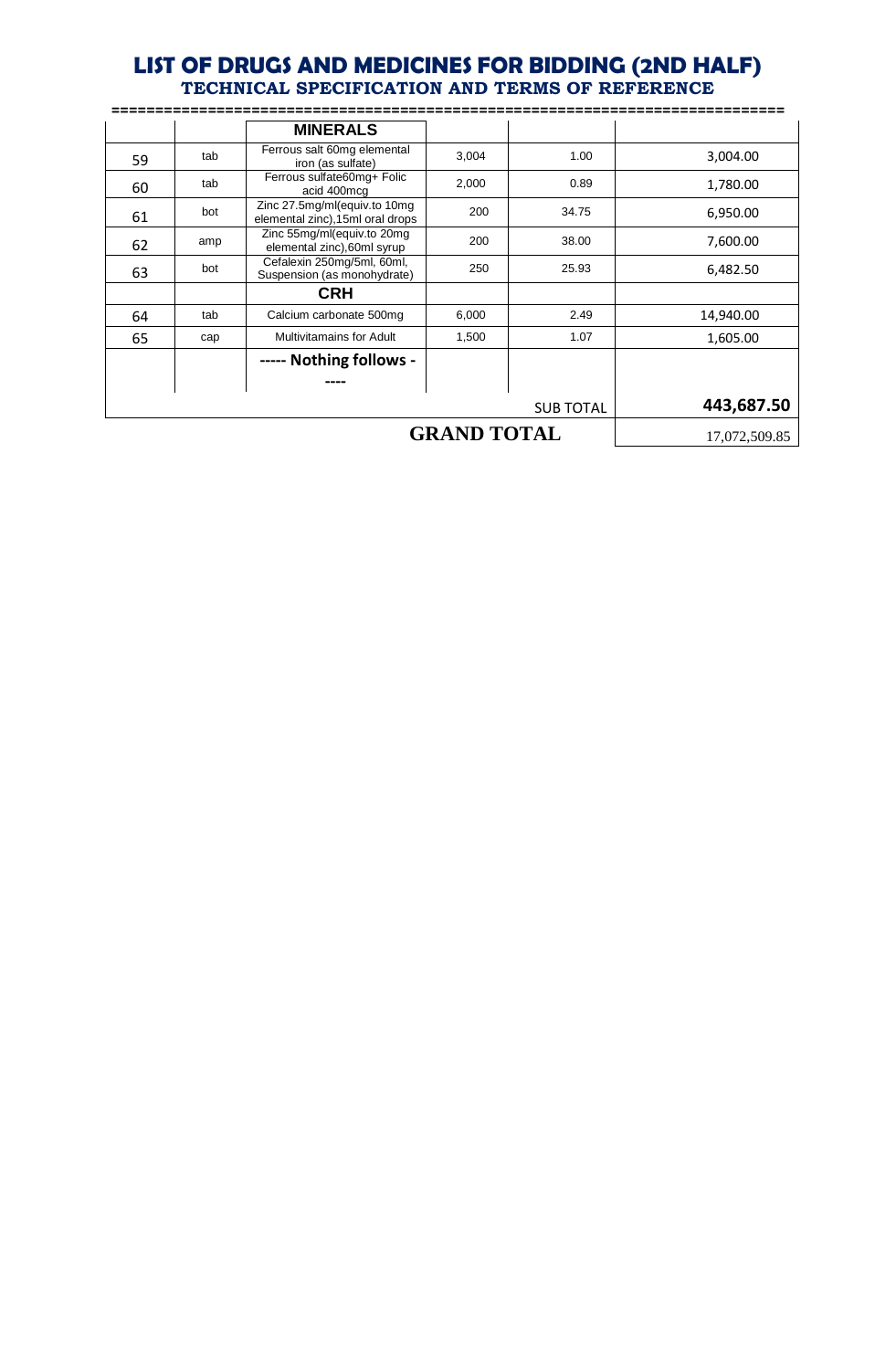# LIST OF DRUGS AND MEDICINES FOR BIDDING (2ND HALF)

## TECHNICAL SPECIFICATION AND TERMS OF REFERENCE

| | | | | | |
|---|---|---|---|---|---|
| | | **MINERALS** | | | |
| 59 | tab | Ferrous salt 60mg elemental iron (as sulfate) | 3,004 | 1.00 | 3,004.00 |
| 60 | tab | Ferrous sulfate60mg+ Folic acid 400mcg | 2,000 | 0.89 | 1,780.00 |
| 61 | bot | Zinc 27.5mg/ml(equiv.to 10mg elemental zinc),15ml oral drops | 200 | 34.75 | 6,950.00 |
| 62 | amp | Zinc 55mg/ml(equiv.to 20mg elemental zinc),60ml syrup | 200 | 38.00 | 7,600.00 |
| 63 | bot | Cefalexin 250mg/5ml, 60ml, Suspension (as monohydrate) | 250 | 25.93 | 6,482.50 |
| | | **CRH** | | | |
| 64 | tab | Calcium carbonate 500mg | 6,000 | 2.49 | 14,940.00 |
| 65 | cap | Multivitamains for Adult | 1,500 | 1.07 | 1,605.00 |
| | | **----- Nothing follows - ----** | | | |
| | | | | SUB TOTAL | **443,687.50** |
| | | | | **GRAND TOTAL** | 17,072,509.85 |